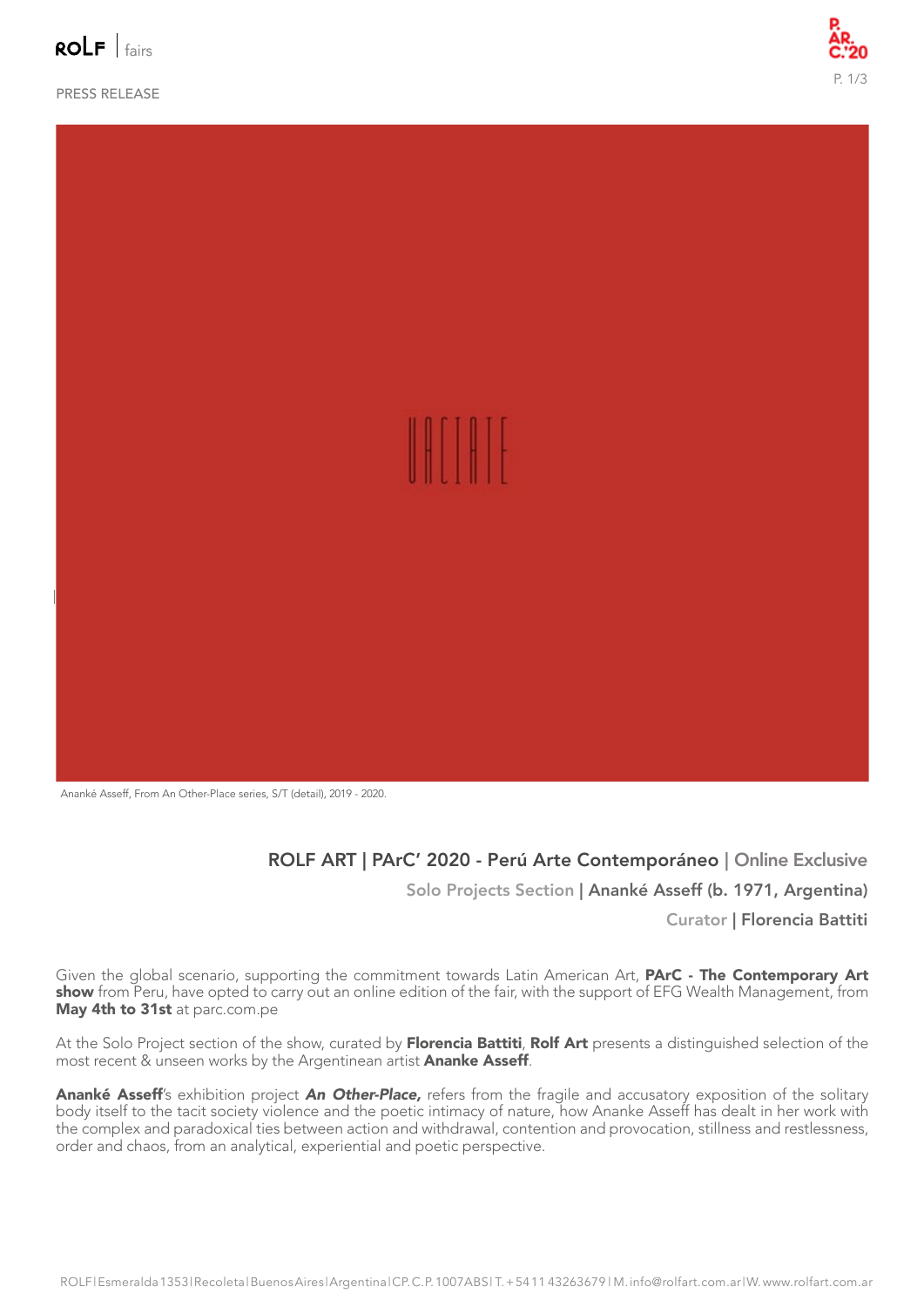ROLF | fairs

PRESS RELEASE

Ananké Asseff, From An Other-Place series, S/T (detail), 2019 - 2020.

## ROLF ART | PArC' 2020 - Perú Arte Contemporáneo | Online Exclusive

### Solo Projects Section | Ananké Asseff (b. 1971, Argentina)

### Curator | Florencia Battiti

Given the global scenario, supporting the commitment towards Latin American Art, **PArC - The Contemporary Art show** from Peru, have opted to carry out an online edition of the fair, with the support of EFG Wealth Management, from **May 4th to 31st** at parc.com.pe

At the Solo Project section of the show, curated by **Florencia Battiti**, **Rolf Art** presents a distinguished selection of the most recent & unseen works by the Argentinean artist **Ananke Asseff**.

**Ananké Asseff**'s exhibition project ***An Other-Place,*** refers from the fragile and accusatory exposition of the solitary body itself to the tacit society violence and the poetic intimacy of nature, how Ananke Asseff has dealt in her work with the complex and paradoxical ties between action and withdrawal, contention and provocation, stillness and restlessness, order and chaos, from an analytical, experiential and poetic perspective.

ROLF | Esmeralda 1353 | Recoleta | Buenos Aires | Argentina | CP. C.P. 1007ABS | T. + 5411 43263679 | M. info@rolfart.com.ar | W. www.rolfart.com.ar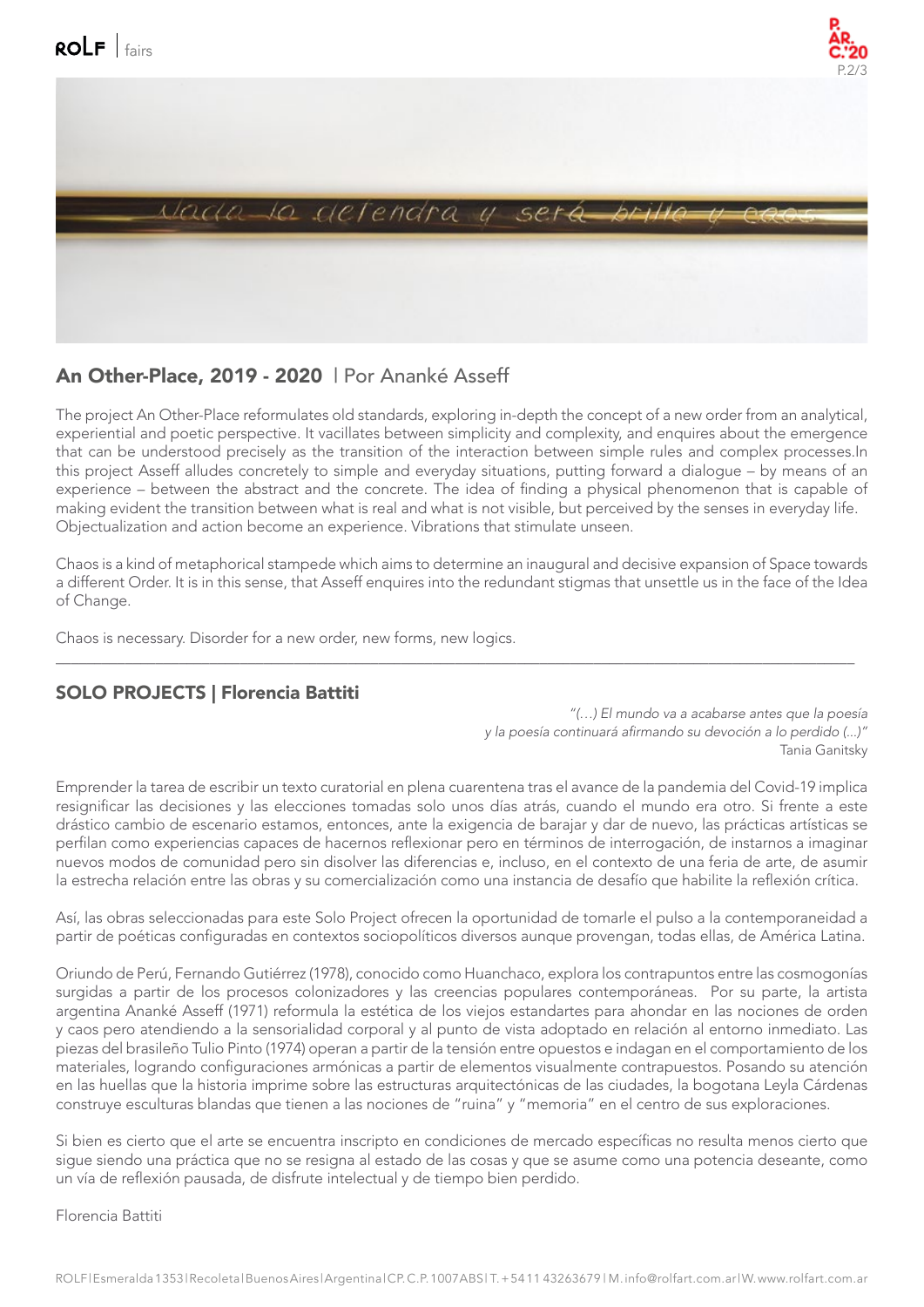## An Other-Place, 2019 - 2020 | Por Ananké Asseff

The project An Other-Place reformulates old standards, exploring in-depth the concept of a new order from an analytical, experiential and poetic perspective. It vacillates between simplicity and complexity, and enquires about the emergence that can be understood precisely as the transition of the interaction between simple rules and complex processes.In this project Asseff alludes concretely to simple and everyday situations, putting forward a dialogue – by means of an experience – between the abstract and the concrete. The idea of finding a physical phenomenon that is capable of making evident the transition between what is real and what is not visible, but perceived by the senses in everyday life. Objectualization and action become an experience. Vibrations that stimulate unseen.

Chaos is a kind of metaphorical stampede which aims to determine an inaugural and decisive expansion of Space towards a different Order. It is in this sense, that Asseff enquires into the redundant stigmas that unsettle us in the face of the Idea of Change.

Chaos is necessary. Disorder for a new order, new forms, new logics.

---

## SOLO PROJECTS | Florencia Battiti

*"(…) El mundo va a acabarse antes que la poesía*
*y la poesía continuará afirmando su devoción a lo perdido (...)"*
Tania Ganitsky

Emprender la tarea de escribir un texto curatorial en plena cuarentena tras el avance de la pandemia del Covid-19 implica resignificar las decisiones y las elecciones tomadas solo unos días atrás, cuando el mundo era otro. Si frente a este drástico cambio de escenario estamos, entonces, ante la exigencia de barajar y dar de nuevo, las prácticas artísticas se perfilan como experiencias capaces de hacernos reflexionar pero en términos de interrogación, de instarnos a imaginar nuevos modos de comunidad pero sin disolver las diferencias e, incluso, en el contexto de una feria de arte, de asumir la estrecha relación entre las obras y su comercialización como una instancia de desafío que habilite la reflexión crítica.

Así, las obras seleccionadas para este Solo Project ofrecen la oportunidad de tomarle el pulso a la contemporaneidad a partir de poéticas configuradas en contextos sociopolíticos diversos aunque provengan, todas ellas, de América Latina.

Oriundo de Perú, Fernando Gutiérrez (1978), conocido como Huanchaco, explora los contrapuntos entre las cosmogonías surgidas a partir de los procesos colonizadores y las creencias populares contemporáneas. Por su parte, la artista argentina Ananké Asseff (1971) reformula la estética de los viejos estandartes para ahondar en las nociones de orden y caos pero atendiendo a la sensorialidad corporal y al punto de vista adoptado en relación al entorno inmediato. Las piezas del brasileño Tulio Pinto (1974) operan a partir de la tensión entre opuestos e indagan en el comportamiento de los materiales, logrando configuraciones armónicas a partir de elementos visualmente contrapuestos. Posando su atención en las huellas que la historia imprime sobre las estructuras arquitectónicas de las ciudades, la bogotana Leyla Cárdenas construye esculturas blandas que tienen a las nociones de "ruina" y "memoria" en el centro de sus exploraciones.

Si bien es cierto que el arte se encuentra inscripto en condiciones de mercado específicas no resulta menos cierto que sigue siendo una práctica que no se resigna al estado de las cosas y que se asume como una potencia deseante, como un vía de reflexión pausada, de disfrute intelectual y de tiempo bien perdido.

Florencia Battiti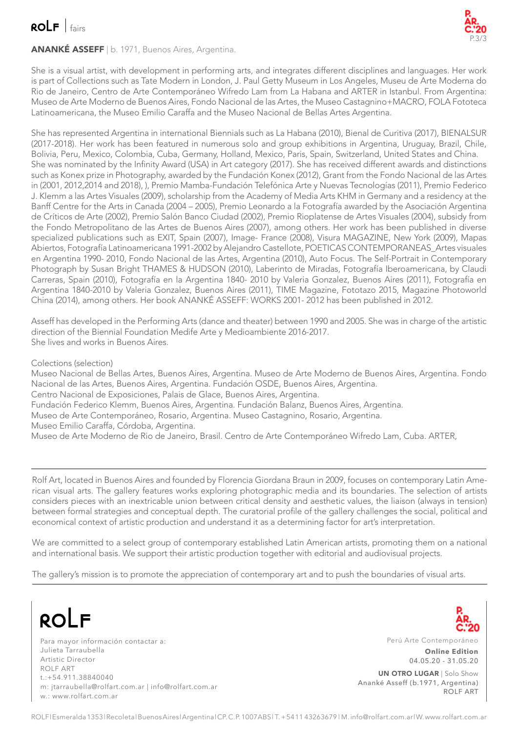**ANANKÉ ASSEFF** | b. 1971, Buenos Aires, Argentina.

She is a visual artist, with development in performing arts, and integrates different disciplines and languages. Her work is part of Collections such as Tate Modern in London, J. Paul Getty Museum in Los Angeles, Museu de Arte Moderna do Rio de Janeiro, Centro de Arte Contemporáneo Wifredo Lam from La Habana and ARTER in Istanbul. From Argentina: Museo de Arte Moderno de Buenos Aires, Fondo Nacional de las Artes, the Museo Castagnino+MACRO, FOLA Fototeca Latinoamericana, the Museo Emilio Caraffa and the Museo Nacional de Bellas Artes Argentina.

She has represented Argentina in international Biennials such as La Habana (2010), Bienal de Curitiva (2017), BIENALSUR (2017-2018). Her work has been featured in numerous solo and group exhibitions in Argentina, Uruguay, Brazil, Chile, Bolivia, Peru, Mexico, Colombia, Cuba, Germany, Holland, Mexico, Paris, Spain, Switzerland, United States and China. She was nominated by the Infinity Award (USA) in Art category (2017). She has received different awards and distinctions such as Konex prize in Photography, awarded by the Fundación Konex (2012), Grant from the Fondo Nacional de las Artes in (2001, 2012,2014 and 2018), ), Premio Mamba-Fundación Telefónica Arte y Nuevas Tecnologías (2011), Premio Federico J. Klemm a las Artes Visuales (2009), scholarship from the Academy of Media Arts KHM in Germany and a residency at the Banff Centre for the Arts in Canada (2004 – 2005), Premio Leonardo a la Fotografía awarded by the Asociación Argentina de Críticos de Arte (2002), Premio Salón Banco Ciudad (2002), Premio Rioplatense de Artes Visuales (2004), subsidy from the Fondo Metropolitano de las Artes de Buenos Aires (2007), among others. Her work has been published in diverse specialized publications such as EXIT, Spain (2007), Image- France (2008), Visura MAGAZINE, New York (2009), Mapas Abiertos, Fotografía Latinoamericana 1991-2002 by Alejandro Castellote, POETICAS CONTEMPORANEAS_Artes visuales en Argentina 1990- 2010, Fondo Nacional de las Artes, Argentina (2010), Auto Focus. The Self-Portrait in Contemporary Photograph by Susan Bright THAMES & HUDSON (2010), Laberinto de Miradas, Fotografía Iberoamericana, by Claudi Carreras, Spain (2010), Fotografía en la Argentina 1840- 2010 by Valeria Gonzalez, Buenos Aires (2011), Fotografía en Argentina 1840-2010 by Valeria Gonzalez, Buenos Aires (2011), TIME Magazine, Fototazo 2015, Magazine Photoworld China (2014), among others. Her book ANANKÉ ASSEFF: WORKS 2001- 2012 has been published in 2012.

Asseff has developed in the Performing Arts (dance and theater) between 1990 and 2005. She was in charge of the artistic direction of the Biennial Foundation Medife Arte y Medioambiente 2016-2017.
She lives and works in Buenos Aires.

Colections (selection)
Museo Nacional de Bellas Artes, Buenos Aires, Argentina. Museo de Arte Moderno de Buenos Aires, Argentina. Fondo Nacional de las Artes, Buenos Aires, Argentina. Fundación OSDE, Buenos Aires, Argentina.
Centro Nacional de Exposiciones, Palais de Glace, Buenos Aires, Argentina.
Fundación Federico Klemm, Buenos Aires, Argentina. Fundación Balanz, Buenos Aires, Argentina.
Museo de Arte Contemporáneo, Rosario, Argentina. Museo Castagnino, Rosario, Argentina.
Museo Emilio Caraffa, Córdoba, Argentina.
Museo de Arte Moderno de Rio de Janeiro, Brasil. Centro de Arte Contemporáneo Wifredo Lam, Cuba. ARTER,

---

Rolf Art, located in Buenos Aires and founded by Florencia Giordana Braun in 2009, focuses on contemporary Latin American visual arts. The gallery features works exploring photographic media and its boundaries. The selection of artists considers pieces with an inextricable union between critical density and aesthetic values, the liaison (always in tension) between formal strategies and conceptual depth. The curatorial profile of the gallery challenges the social, political and economical context of artistic production and understand it as a determining factor for art's interpretation.

We are committed to a select group of contemporary established Latin American artists, promoting them on a national and international basis. We support their artistic production together with editorial and audiovisual projects.

The gallery's mission is to promote the appreciation of contemporary art and to push the boundaries of visual arts.

---

ROLF

Para mayor información contactar a:
Julieta Tarraubella
Artistic Director
ROLF ART
t.:+54.911.38840040
m: jtarraubella@rolfart.com.ar | info@rolfart.com.ar
w.: www.rolfart.com.ar

P.AR.C.'20
Perú Arte Contemporáneo
**Online Edition**
04.05.20 - 31.05.20

**UN OTRO LUGAR** | Solo Show
Ananké Asseff (b.1971, Argentina)
ROLF ART